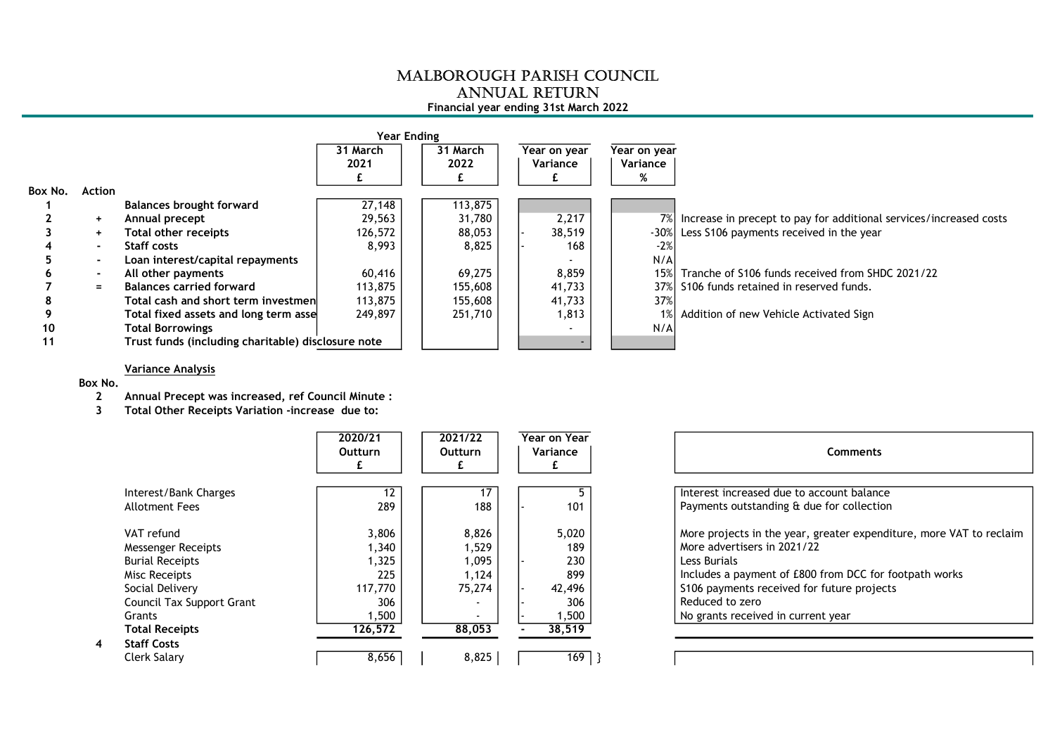# MALBOROUGH PARISH COUNCIL
## ANNUAL RETURN
**Financial year ending 31st March 2022**

| Box No. | Action | | Year Ending 31 March 2021 £ | 31 March 2022 £ | Year on year Variance £ | Year on year Variance % | |
|---|---|---|---|---|---|---|---|
| 1 | | **Balances brought forward** | 27,148 | 113,875 | | | |
| 2 | + | **Annual precept** | 29,563 | 31,780 | 2,217 | 7% | Increase in precept to pay for additional services/increased costs |
| 3 | + | **Total other receipts** | 126,572 | 88,053 | - 38,519 | -30% | Less S106 payments received in the year |
| 4 | - | **Staff costs** | 8,993 | 8,825 | - 168 | -2% | |
| 5 | - | **Loan interest/capital repayments** | | | - | N/A | |
| 6 | - | **All other payments** | 60,416 | 69,275 | 8,859 | 15% | Tranche of S106 funds received from SHDC 2021/22 |
| 7 | = | **Balances carried forward** | 113,875 | 155,608 | 41,733 | 37% | S106 funds retained in reserved funds. |
| 8 | | **Total cash and short term investmen** | 113,875 | 155,608 | 41,733 | 37% | |
| 9 | | **Total fixed assets and long term asse** | 249,897 | 251,710 | 1,813 | 1% | Addition of new Vehicle Activated Sign |
| 10 | | **Total Borrowings** | | | - | N/A | |
| 11 | | **Trust funds (including charitable) disclosure note** | | | - | | |

**Variance Analysis**

Box No.

2 **Annual Precept was increased, ref Council Minute :**

3 **Total Other Receipts Variation -increase due to:**

| | | 2020/21 Outturn £ | 2021/22 Outturn £ | Year on Year Variance £ | Comments |
|---|---|---|---|---|---|
| | Interest/Bank Charges | 12 | 17 | 5 | Interest increased due to account balance |
| | Allotment Fees | 289 | 188 | - 101 | Payments outstanding & due for collection |
| | VAT refund | 3,806 | 8,826 | 5,020 | More projects in the year, greater expenditure, more VAT to reclaim |
| | Messenger Receipts | 1,340 | 1,529 | 189 | More advertisers in 2021/22 |
| | Burial Receipts | 1,325 | 1,095 | - 230 | Less Burials |
| | Misc Receipts | 225 | 1,124 | 899 | Includes a payment of £800 from DCC for footpath works |
| | Social Delivery | 117,770 | 75,274 | - 42,496 | S106 payments received for future projects |
| | Council Tax Support Grant | 306 | - | - 306 | Reduced to zero |
| | Grants | 1,500 | - | - 1,500 | No grants received in current year |
| | **Total Receipts** | **126,572** | **88,053** | **- 38,519** | |
| 4 | **Staff Costs** | | | | |
| | Clerk Salary | 8,656 | 8,825 | 169 } | |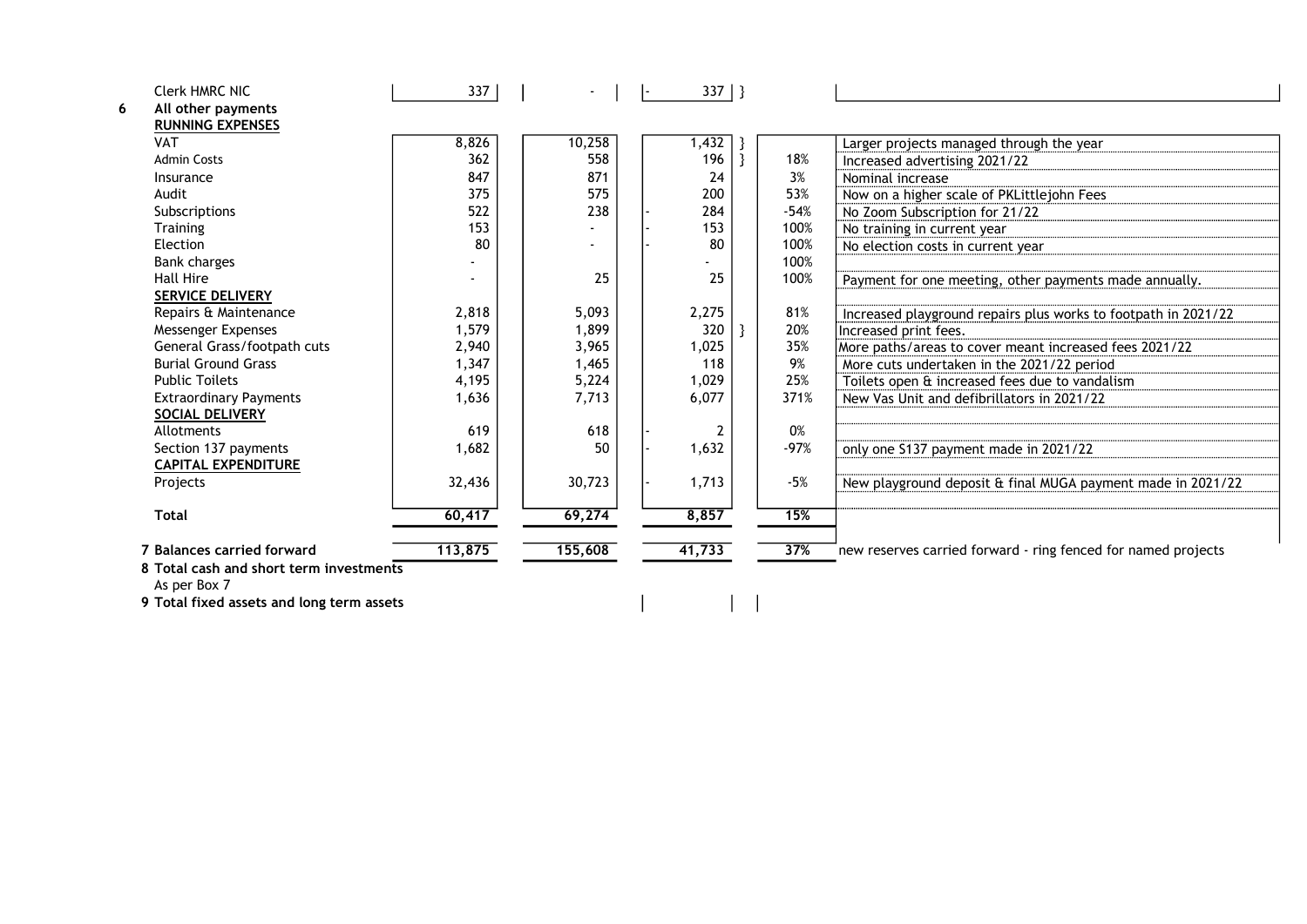| | | | | | |
|---|---|---|---|---|---|
| Clerk HMRC NIC | 337 | - | - 337 } | | |
| **6 All other payments** | | | | | |
| **RUNNING EXPENSES** | | | | | |
| VAT | 8,826 | 10,258 | 1,432 } | | Larger projects managed through the year |
| Admin Costs | 362 | 558 | 196 } | 18% | Increased advertising 2021/22 |
| Insurance | 847 | 871 | 24 | 3% | Nominal increase |
| Audit | 375 | 575 | 200 | 53% | Now on a higher scale of PKLittlejohn Fees |
| Subscriptions | 522 | 238 | - 284 | -54% | No Zoom Subscription for 21/22 |
| Training | 153 | - | - 153 | 100% | No training in current year |
| Election | 80 | - | - 80 | 100% | No election costs in current year |
| Bank charges | - | | - | 100% | |
| Hall Hire | - | 25 | 25 | 100% | Payment for one meeting, other payments made annually. |
| **SERVICE DELIVERY** | | | | | |
| Repairs & Maintenance | 2,818 | 5,093 | 2,275 | 81% | Increased playground repairs plus works to footpath in 2021/22 |
| Messenger Expenses | 1,579 | 1,899 | 320 } | 20% | Increased print fees. |
| General Grass/footpath cuts | 2,940 | 3,965 | 1,025 | 35% | More paths/areas to cover meant increased fees 2021/22 |
| Burial Ground Grass | 1,347 | 1,465 | 118 | 9% | More cuts undertaken in the 2021/22 period |
| Public Toilets | 4,195 | 5,224 | 1,029 | 25% | Toilets open & increased fees due to vandalism |
| Extraordinary Payments | 1,636 | 7,713 | 6,077 | 371% | New Vas Unit and defibrillators in 2021/22 |
| **SOCIAL DELIVERY** | | | | | |
| Allotments | 619 | 618 | - 2 | 0% | |
| Section 137 payments | 1,682 | 50 | - 1,632 | -97% | only one S137 payment made in 2021/22 |
| **CAPITAL EXPENDITURE** | | | | | |
| Projects | 32,436 | 30,723 | - 1,713 | -5% | New playground deposit & final MUGA payment made in 2021/22 |
| **Total** | **60,417** | **69,274** | **8,857** | **15%** | |
| **7 Balances carried forward** | **113,875** | **155,608** | **41,733** | **37%** | new reserves carried forward - ring fenced for named projects |
| **8 Total cash and short term investments** | | | | | |
| As per Box 7 | | | | | |
| **9 Total fixed assets and long term assets** | | | | | |